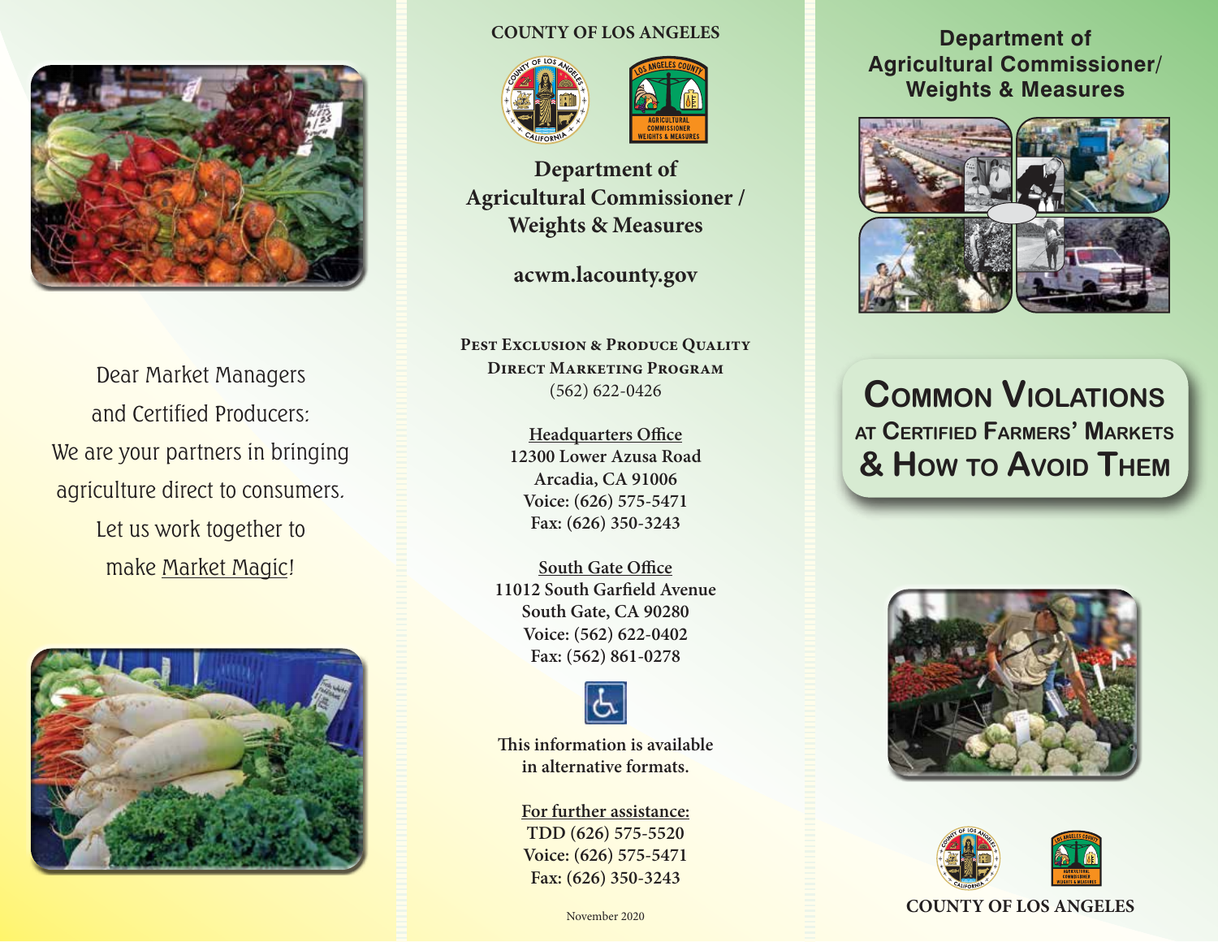Dear Market Managers and Certified Producers:
We are your partners in bringing agriculture direct to consumers.
Let us work together to make Market Magic!

COUNTY OF LOS ANGELES

## Department of Agricultural Commissioner / Weights & Measures

**acwm.lacounty.gov**

**Pest Exclusion & Produce Quality**
**Direct Marketing Program**
(562) 622-0426

**Headquarters Office**
**12300 Lower Azusa Road**
**Arcadia, CA 91006**
**Voice: (626) 575-5471**
**Fax: (626) 350-3243**

**South Gate Office**
**11012 South Garfield Avenue**
**South Gate, CA 90280**
**Voice: (562) 622-0402**
**Fax: (562) 861-0278**

**This information is available in alternative formats.**

**For further assistance:**
**TDD (626) 575-5520**
**Voice: (626) 575-5471**
**Fax: (626) 350-3243**

November 2020

## Department of Agricultural Commissioner/ Weights & Measures

# Common Violations at Certified Farmers' Markets & How to Avoid Them

COUNTY OF LOS ANGELES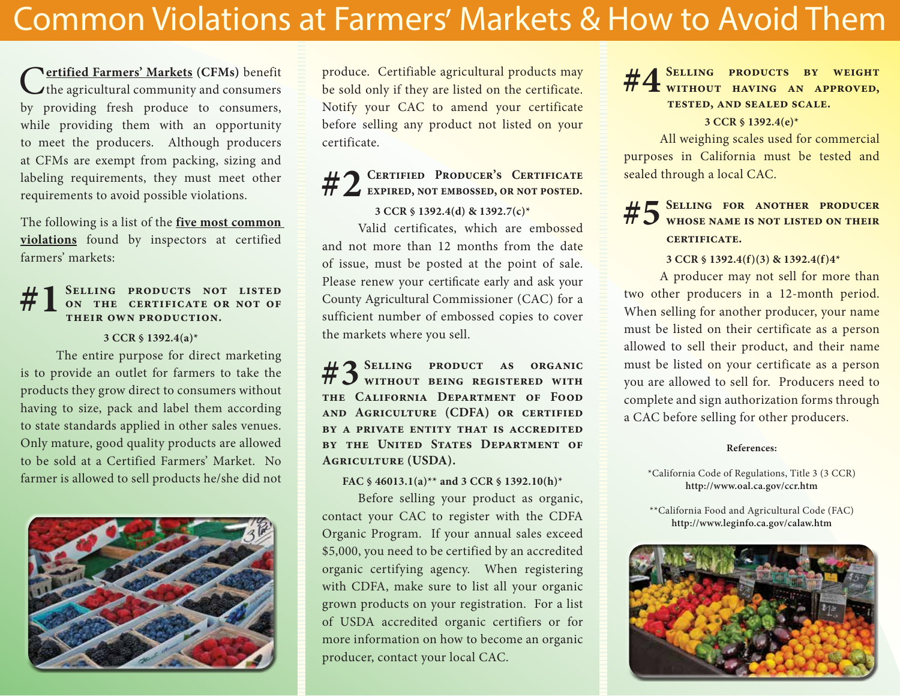# Common Violations at Farmers' Markets & How to Avoid Them

**Certified Farmers' Markets (CFMs)** benefit the agricultural community and consumers by providing fresh produce to consumers, while providing them with an opportunity to meet the producers. Although producers at CFMs are exempt from packing, sizing and labeling requirements, they must meet other requirements to avoid possible violations.

The following is a list of the **five most common violations** found by inspectors at certified farmers' markets:

## #1 Selling products not listed on the certificate or not of their own production.

**3 CCR § 1392.4(a)***

The entire purpose for direct marketing is to provide an outlet for farmers to take the products they grow direct to consumers without having to size, pack and label them according to state standards applied in other sales venues. Only mature, good quality products are allowed to be sold at a Certified Farmers' Market. No farmer is allowed to sell products he/she did not produce. Certifiable agricultural products may be sold only if they are listed on the certificate. Notify your CAC to amend your certificate before selling any product not listed on your certificate.

## #2 Certified Producer's Certificate expired, not embossed, or not posted.

**3 CCR § 1392.4(d) & 1392.7(c)***

Valid certificates, which are embossed and not more than 12 months from the date of issue, must be posted at the point of sale. Please renew your certificate early and ask your County Agricultural Commissioner (CAC) for a sufficient number of embossed copies to cover the markets where you sell.

## #3 Selling product as organic without being registered with the California Department of Food and Agriculture (CDFA) or certified by a private entity that is accredited by the United States Department of Agriculture (USDA).

**FAC § 46013.1(a)** and 3 CCR § 1392.10(h)***

Before selling your product as organic, contact your CAC to register with the CDFA Organic Program. If your annual sales exceed $5,000, you need to be certified by an accredited organic certifying agency. When registering with CDFA, make sure to list all your organic grown products on your registration. For a list of USDA accredited organic certifiers or for more information on how to become an organic producer, contact your local CAC.

## #4 Selling products by weight without having an approved, tested, and sealed scale.

**3 CCR § 1392.4(e)***

All weighing scales used for commercial purposes in California must be tested and sealed through a local CAC.

## #5 Selling for another producer whose name is not listed on their certificate.

**3 CCR § 1392.4(f)(3) & 1392.4(f)4***

A producer may not sell for more than two other producers in a 12-month period. When selling for another producer, your name must be listed on their certificate as a person allowed to sell their product, and their name must be listed on your certificate as a person you are allowed to sell for. Producers need to complete and sign authorization forms through a CAC before selling for other producers.

**References:**

*California Code of Regulations, Title 3 (3 CCR)
**http://www.oal.ca.gov/ccr.htm**

**California Food and Agricultural Code (FAC)
**http://www.leginfo.ca.gov/calaw.htm**